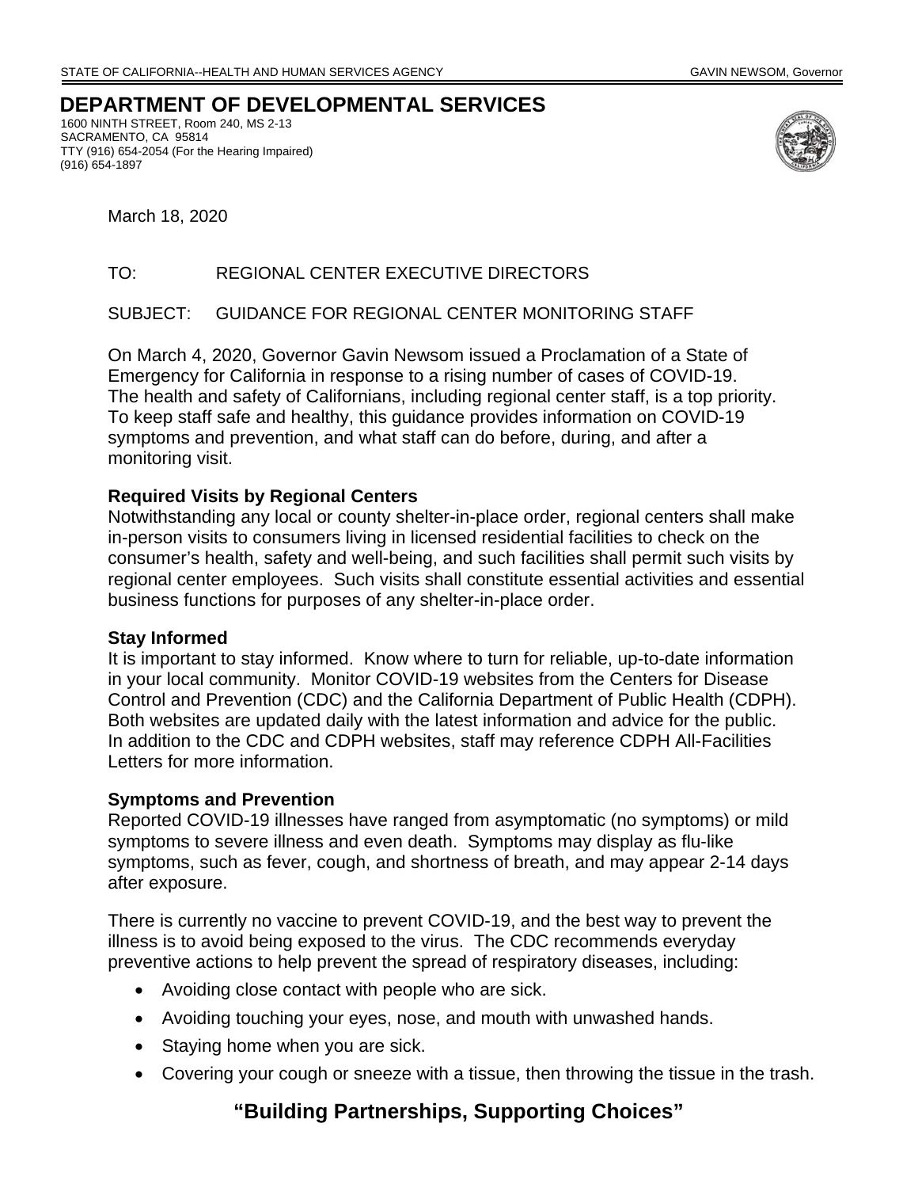STATE OF CALIFORNIA--HEALTH AND HUMAN SERVICES AGENCY GAVIN NEWSOM, Governor

# DEPARTMENT OF DEVELOPMENTAL SERVICES

1600 NINTH STREET, Room 240, MS 2-13
SACRAMENTO, CA 95814
TTY (916) 654-2054 (For the Hearing Impaired)
(916) 654-1897

March 18, 2020

TO: REGIONAL CENTER EXECUTIVE DIRECTORS

SUBJECT: GUIDANCE FOR REGIONAL CENTER MONITORING STAFF

On March 4, 2020, Governor Gavin Newsom issued a Proclamation of a State of Emergency for California in response to a rising number of cases of COVID-19. The health and safety of Californians, including regional center staff, is a top priority. To keep staff safe and healthy, this guidance provides information on COVID-19 symptoms and prevention, and what staff can do before, during, and after a monitoring visit.

**Required Visits by Regional Centers**

Notwithstanding any local or county shelter-in-place order, regional centers shall make in-person visits to consumers living in licensed residential facilities to check on the consumer's health, safety and well-being, and such facilities shall permit such visits by regional center employees. Such visits shall constitute essential activities and essential business functions for purposes of any shelter-in-place order.

**Stay Informed**

It is important to stay informed. Know where to turn for reliable, up-to-date information in your local community. Monitor COVID-19 websites from the Centers for Disease Control and Prevention (CDC) and the California Department of Public Health (CDPH). Both websites are updated daily with the latest information and advice for the public. In addition to the CDC and CDPH websites, staff may reference CDPH All-Facilities Letters for more information.

**Symptoms and Prevention**

Reported COVID-19 illnesses have ranged from asymptomatic (no symptoms) or mild symptoms to severe illness and even death. Symptoms may display as flu-like symptoms, such as fever, cough, and shortness of breath, and may appear 2-14 days after exposure.

There is currently no vaccine to prevent COVID-19, and the best way to prevent the illness is to avoid being exposed to the virus. The CDC recommends everyday preventive actions to help prevent the spread of respiratory diseases, including:

- Avoiding close contact with people who are sick.
- Avoiding touching your eyes, nose, and mouth with unwashed hands.
- Staying home when you are sick.
- Covering your cough or sneeze with a tissue, then throwing the tissue in the trash.

**"Building Partnerships, Supporting Choices"**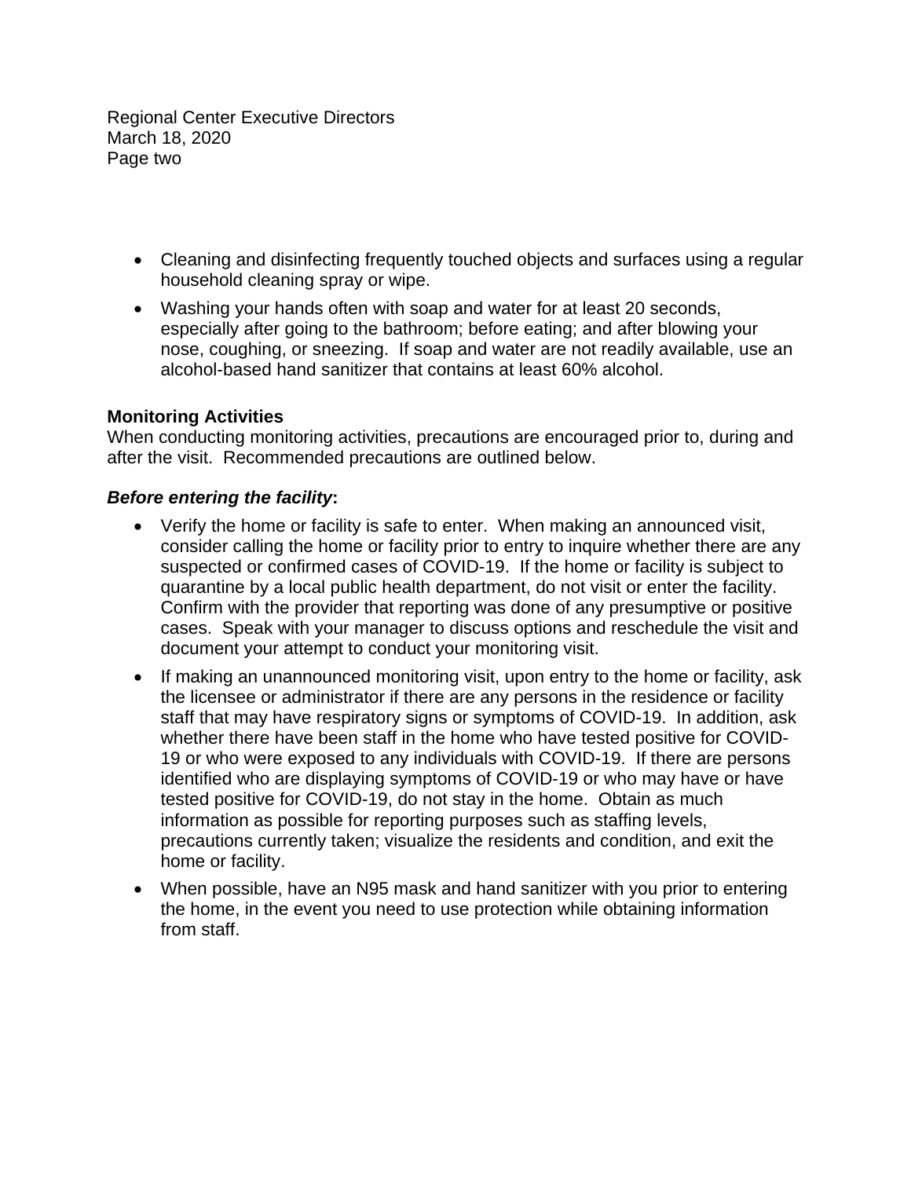- Cleaning and disinfecting frequently touched objects and surfaces using a regular household cleaning spray or wipe.
- Washing your hands often with soap and water for at least 20 seconds, especially after going to the bathroom; before eating; and after blowing your nose, coughing, or sneezing. If soap and water are not readily available, use an alcohol-based hand sanitizer that contains at least 60% alcohol.

**Monitoring Activities**

When conducting monitoring activities, precautions are encouraged prior to, during and after the visit. Recommended precautions are outlined below.

***Before entering the facility*:**

- Verify the home or facility is safe to enter. When making an announced visit, consider calling the home or facility prior to entry to inquire whether there are any suspected or confirmed cases of COVID-19. If the home or facility is subject to quarantine by a local public health department, do not visit or enter the facility. Confirm with the provider that reporting was done of any presumptive or positive cases. Speak with your manager to discuss options and reschedule the visit and document your attempt to conduct your monitoring visit.
- If making an unannounced monitoring visit, upon entry to the home or facility, ask the licensee or administrator if there are any persons in the residence or facility staff that may have respiratory signs or symptoms of COVID-19. In addition, ask whether there have been staff in the home who have tested positive for COVID-19 or who were exposed to any individuals with COVID-19. If there are persons identified who are displaying symptoms of COVID-19 or who may have or have tested positive for COVID-19, do not stay in the home. Obtain as much information as possible for reporting purposes such as staffing levels, precautions currently taken; visualize the residents and condition, and exit the home or facility.
- When possible, have an N95 mask and hand sanitizer with you prior to entering the home, in the event you need to use protection while obtaining information from staff.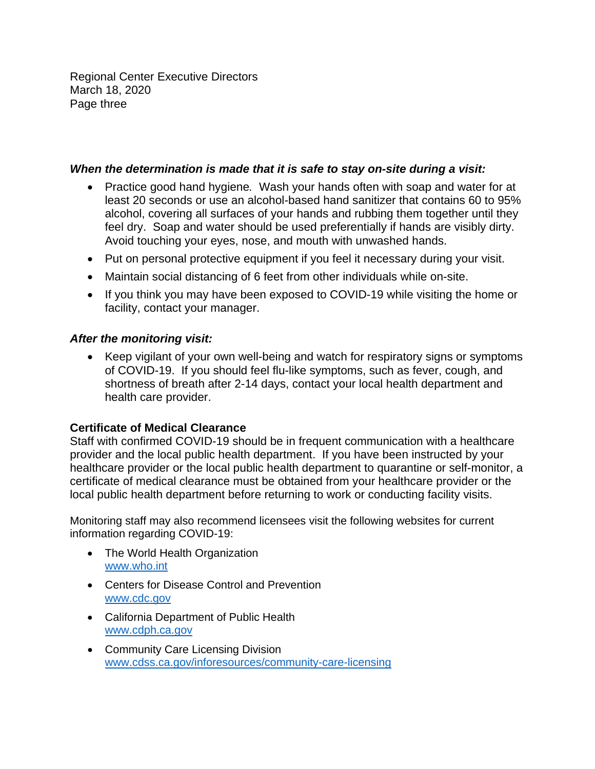***When the determination is made that it is safe to stay on-site during a visit:***

- Practice good hand hygiene. Wash your hands often with soap and water for at least 20 seconds or use an alcohol-based hand sanitizer that contains 60 to 95% alcohol, covering all surfaces of your hands and rubbing them together until they feel dry. Soap and water should be used preferentially if hands are visibly dirty. Avoid touching your eyes, nose, and mouth with unwashed hands.
- Put on personal protective equipment if you feel it necessary during your visit.
- Maintain social distancing of 6 feet from other individuals while on-site.
- If you think you may have been exposed to COVID-19 while visiting the home or facility, contact your manager.

***After the monitoring visit:***

- Keep vigilant of your own well-being and watch for respiratory signs or symptoms of COVID-19. If you should feel flu-like symptoms, such as fever, cough, and shortness of breath after 2-14 days, contact your local health department and health care provider.

**Certificate of Medical Clearance**

Staff with confirmed COVID-19 should be in frequent communication with a healthcare provider and the local public health department. If you have been instructed by your healthcare provider or the local public health department to quarantine or self-monitor, a certificate of medical clearance must be obtained from your healthcare provider or the local public health department before returning to work or conducting facility visits.

Monitoring staff may also recommend licensees visit the following websites for current information regarding COVID-19:

- The World Health Organization
  www.who.int
- Centers for Disease Control and Prevention
  www.cdc.gov
- California Department of Public Health
  www.cdph.ca.gov
- Community Care Licensing Division
  www.cdss.ca.gov/inforesources/community-care-licensing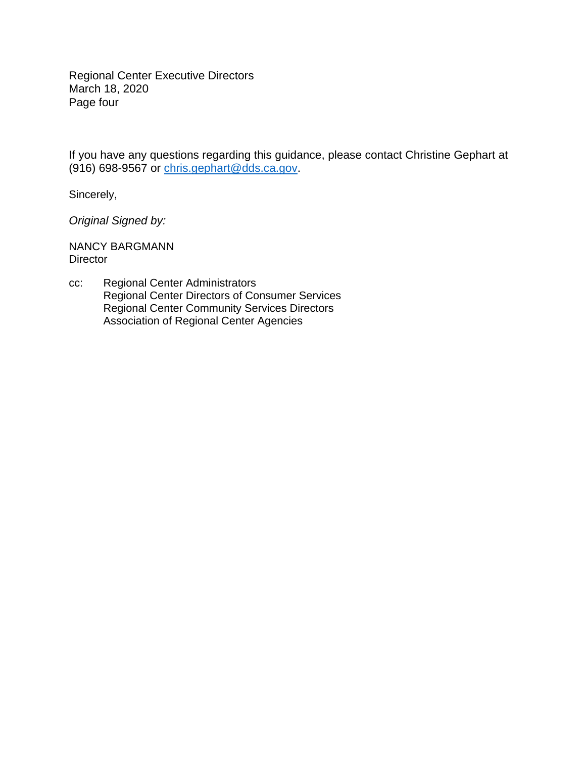If you have any questions regarding this guidance, please contact Christine Gephart at (916) 698-9567 or chris.gephart@dds.ca.gov.

Sincerely,

*Original Signed by:*

NANCY BARGMANN
Director

cc: Regional Center Administrators
Regional Center Directors of Consumer Services
Regional Center Community Services Directors
Association of Regional Center Agencies